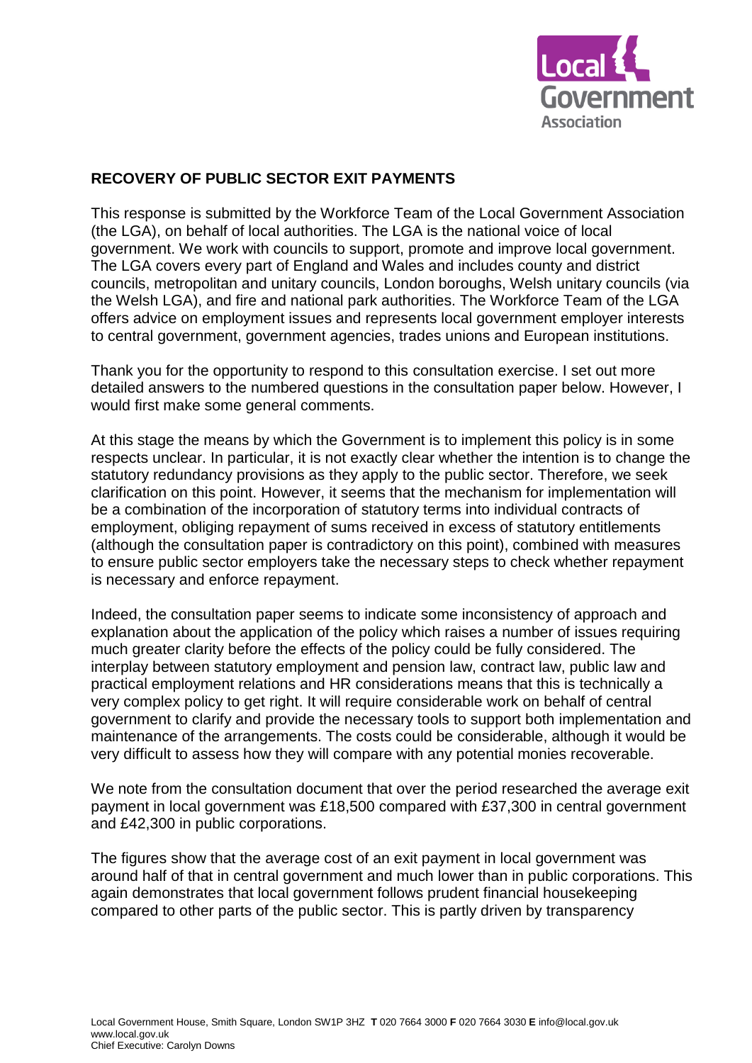**RECOVERY OF PUBLIC SECTOR EXIT PAYMENTS**

This response is submitted by the Workforce Team of the Local Government Association (the LGA), on behalf of local authorities. The LGA is the national voice of local government. We work with councils to support, promote and improve local government. The LGA covers every part of England and Wales and includes county and district councils, metropolitan and unitary councils, London boroughs, Welsh unitary councils (via the Welsh LGA), and fire and national park authorities. The Workforce Team of the LGA offers advice on employment issues and represents local government employer interests to central government, government agencies, trades unions and European institutions.

Thank you for the opportunity to respond to this consultation exercise. I set out more detailed answers to the numbered questions in the consultation paper below. However, I would first make some general comments.

At this stage the means by which the Government is to implement this policy is in some respects unclear. In particular, it is not exactly clear whether the intention is to change the statutory redundancy provisions as they apply to the public sector. Therefore, we seek clarification on this point. However, it seems that the mechanism for implementation will be a combination of the incorporation of statutory terms into individual contracts of employment, obliging repayment of sums received in excess of statutory entitlements (although the consultation paper is contradictory on this point), combined with measures to ensure public sector employers take the necessary steps to check whether repayment is necessary and enforce repayment.

Indeed, the consultation paper seems to indicate some inconsistency of approach and explanation about the application of the policy which raises a number of issues requiring much greater clarity before the effects of the policy could be fully considered. The interplay between statutory employment and pension law, contract law, public law and practical employment relations and HR considerations means that this is technically a very complex policy to get right. It will require considerable work on behalf of central government to clarify and provide the necessary tools to support both implementation and maintenance of the arrangements. The costs could be considerable, although it would be very difficult to assess how they will compare with any potential monies recoverable.

We note from the consultation document that over the period researched the average exit payment in local government was £18,500 compared with £37,300 in central government and £42,300 in public corporations.

The figures show that the average cost of an exit payment in local government was around half of that in central government and much lower than in public corporations. This again demonstrates that local government follows prudent financial housekeeping compared to other parts of the public sector. This is partly driven by transparency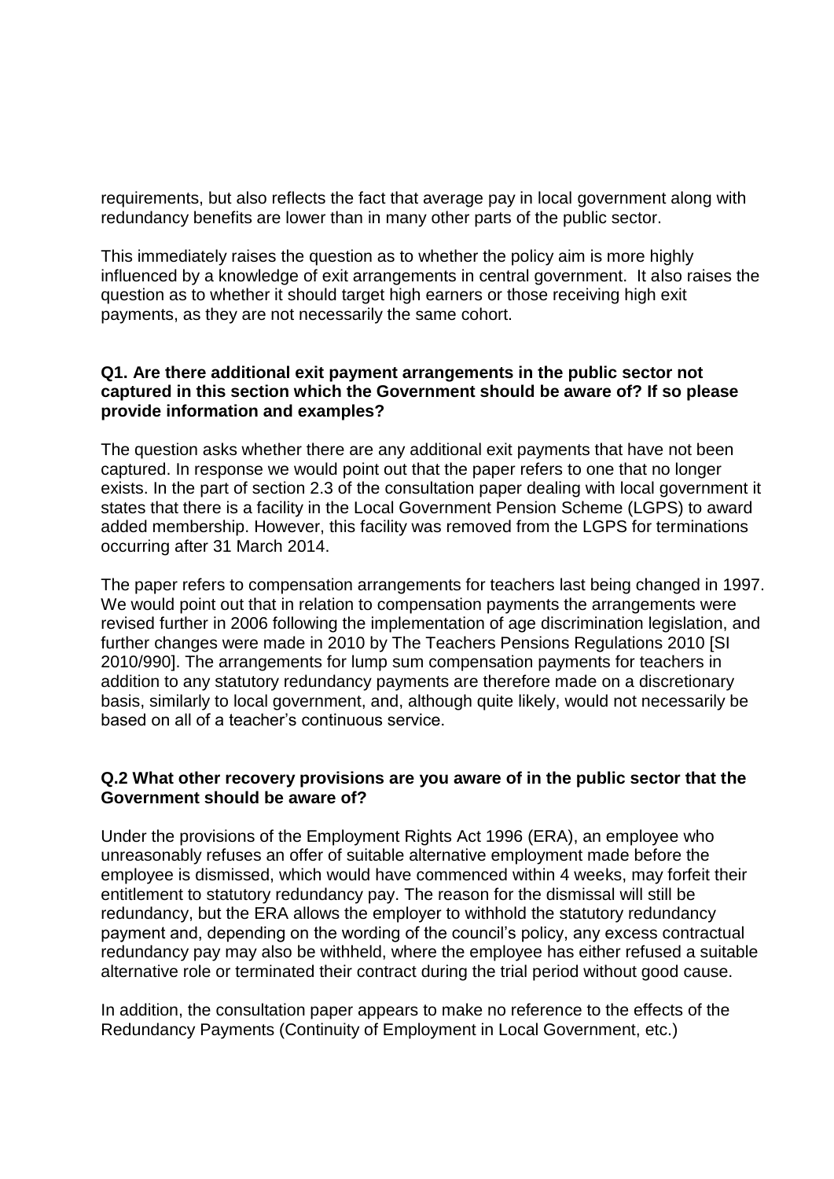requirements, but also reflects the fact that average pay in local government along with redundancy benefits are lower than in many other parts of the public sector.

This immediately raises the question as to whether the policy aim is more highly influenced by a knowledge of exit arrangements in central government. It also raises the question as to whether it should target high earners or those receiving high exit payments, as they are not necessarily the same cohort.

**Q1. Are there additional exit payment arrangements in the public sector not captured in this section which the Government should be aware of? If so please provide information and examples?**

The question asks whether there are any additional exit payments that have not been captured. In response we would point out that the paper refers to one that no longer exists. In the part of section 2.3 of the consultation paper dealing with local government it states that there is a facility in the Local Government Pension Scheme (LGPS) to award added membership. However, this facility was removed from the LGPS for terminations occurring after 31 March 2014.

The paper refers to compensation arrangements for teachers last being changed in 1997. We would point out that in relation to compensation payments the arrangements were revised further in 2006 following the implementation of age discrimination legislation, and further changes were made in 2010 by The Teachers Pensions Regulations 2010 [SI 2010/990]. The arrangements for lump sum compensation payments for teachers in addition to any statutory redundancy payments are therefore made on a discretionary basis, similarly to local government, and, although quite likely, would not necessarily be based on all of a teacher's continuous service.

**Q.2 What other recovery provisions are you aware of in the public sector that the Government should be aware of?**

Under the provisions of the Employment Rights Act 1996 (ERA), an employee who unreasonably refuses an offer of suitable alternative employment made before the employee is dismissed, which would have commenced within 4 weeks, may forfeit their entitlement to statutory redundancy pay. The reason for the dismissal will still be redundancy, but the ERA allows the employer to withhold the statutory redundancy payment and, depending on the wording of the council's policy, any excess contractual redundancy pay may also be withheld, where the employee has either refused a suitable alternative role or terminated their contract during the trial period without good cause.

In addition, the consultation paper appears to make no reference to the effects of the Redundancy Payments (Continuity of Employment in Local Government, etc.)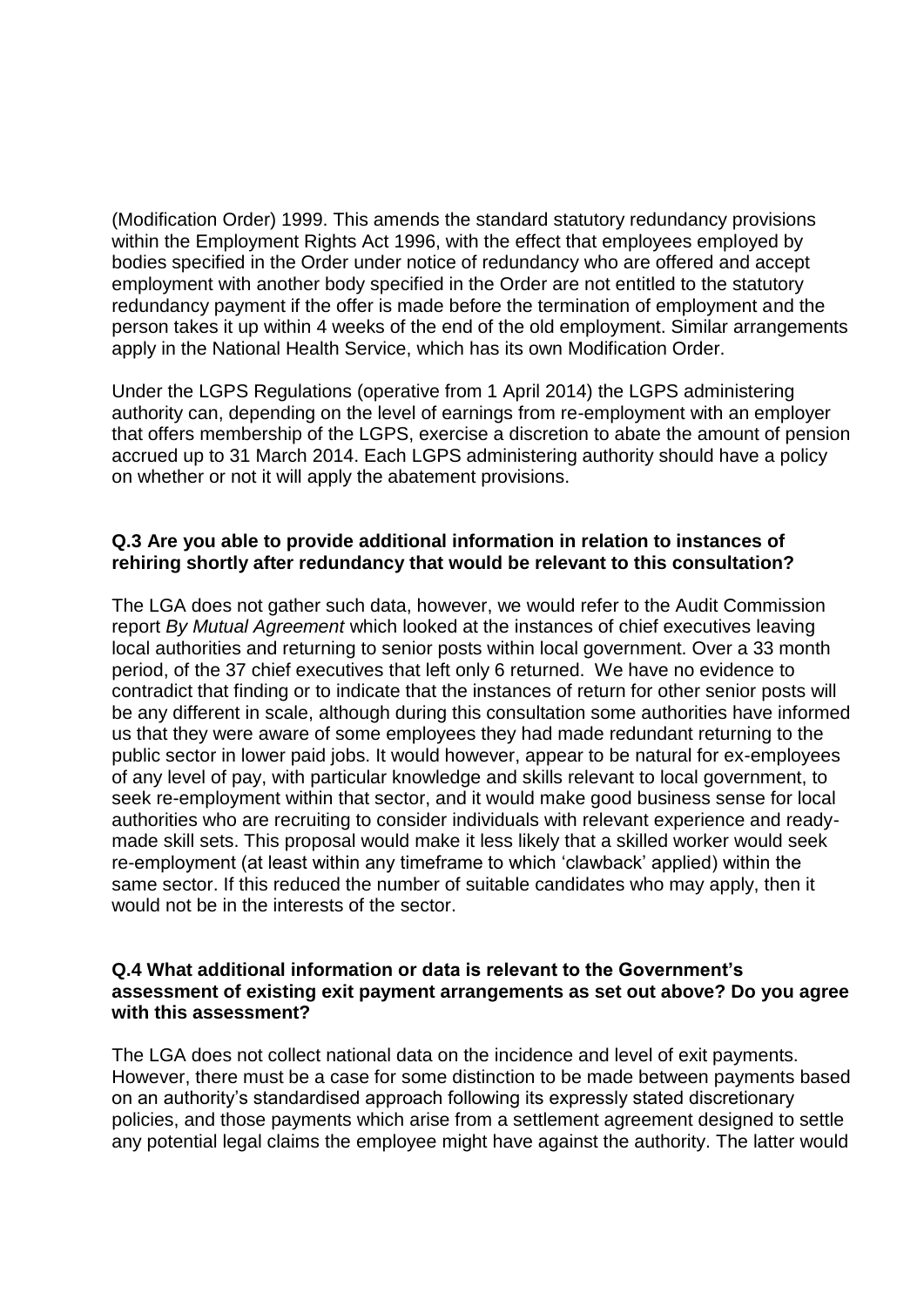(Modification Order) 1999. This amends the standard statutory redundancy provisions within the Employment Rights Act 1996, with the effect that employees employed by bodies specified in the Order under notice of redundancy who are offered and accept employment with another body specified in the Order are not entitled to the statutory redundancy payment if the offer is made before the termination of employment and the person takes it up within 4 weeks of the end of the old employment. Similar arrangements apply in the National Health Service, which has its own Modification Order.

Under the LGPS Regulations (operative from 1 April 2014) the LGPS administering authority can, depending on the level of earnings from re-employment with an employer that offers membership of the LGPS, exercise a discretion to abate the amount of pension accrued up to 31 March 2014. Each LGPS administering authority should have a policy on whether or not it will apply the abatement provisions.

**Q.3 Are you able to provide additional information in relation to instances of rehiring shortly after redundancy that would be relevant to this consultation?**

The LGA does not gather such data, however, we would refer to the Audit Commission report *By Mutual Agreement* which looked at the instances of chief executives leaving local authorities and returning to senior posts within local government. Over a 33 month period, of the 37 chief executives that left only 6 returned. We have no evidence to contradict that finding or to indicate that the instances of return for other senior posts will be any different in scale, although during this consultation some authorities have informed us that they were aware of some employees they had made redundant returning to the public sector in lower paid jobs. It would however, appear to be natural for ex-employees of any level of pay, with particular knowledge and skills relevant to local government, to seek re-employment within that sector, and it would make good business sense for local authorities who are recruiting to consider individuals with relevant experience and ready-made skill sets. This proposal would make it less likely that a skilled worker would seek re-employment (at least within any timeframe to which 'clawback' applied) within the same sector. If this reduced the number of suitable candidates who may apply, then it would not be in the interests of the sector.

**Q.4 What additional information or data is relevant to the Government's assessment of existing exit payment arrangements as set out above? Do you agree with this assessment?**

The LGA does not collect national data on the incidence and level of exit payments. However, there must be a case for some distinction to be made between payments based on an authority's standardised approach following its expressly stated discretionary policies, and those payments which arise from a settlement agreement designed to settle any potential legal claims the employee might have against the authority. The latter would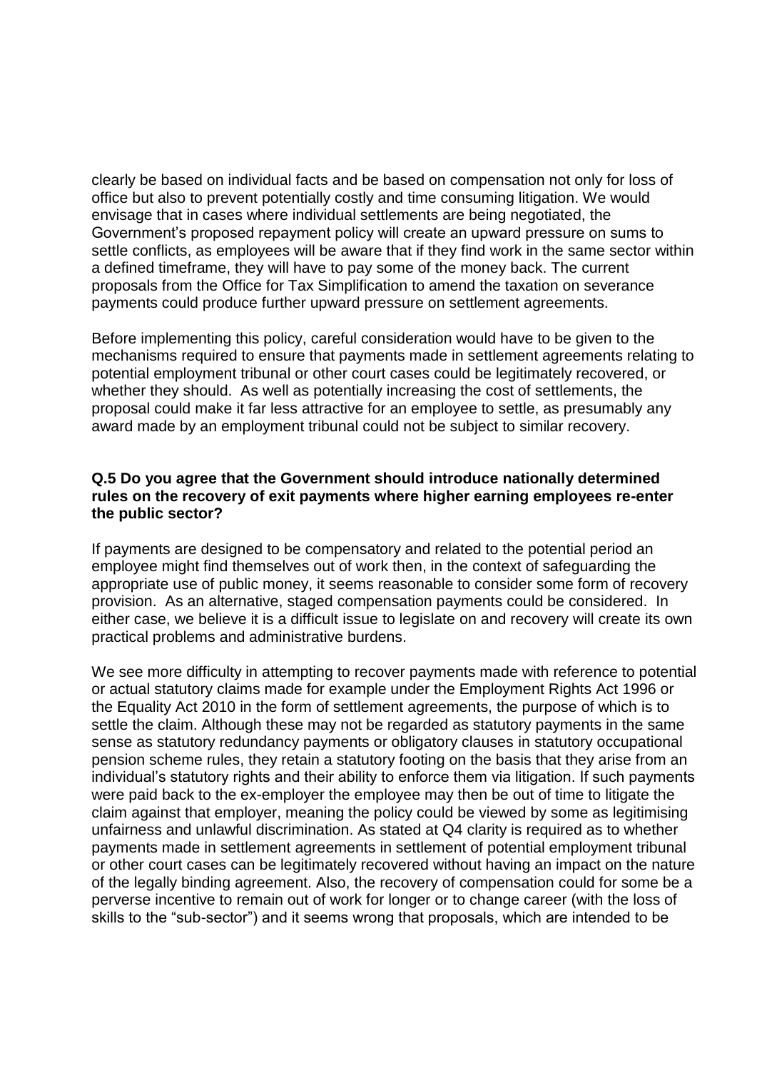clearly be based on individual facts and be based on compensation not only for loss of office but also to prevent potentially costly and time consuming litigation. We would envisage that in cases where individual settlements are being negotiated, the Government's proposed repayment policy will create an upward pressure on sums to settle conflicts, as employees will be aware that if they find work in the same sector within a defined timeframe, they will have to pay some of the money back. The current proposals from the Office for Tax Simplification to amend the taxation on severance payments could produce further upward pressure on settlement agreements.

Before implementing this policy, careful consideration would have to be given to the mechanisms required to ensure that payments made in settlement agreements relating to potential employment tribunal or other court cases could be legitimately recovered, or whether they should. As well as potentially increasing the cost of settlements, the proposal could make it far less attractive for an employee to settle, as presumably any award made by an employment tribunal could not be subject to similar recovery.

**Q.5 Do you agree that the Government should introduce nationally determined rules on the recovery of exit payments where higher earning employees re-enter the public sector?**

If payments are designed to be compensatory and related to the potential period an employee might find themselves out of work then, in the context of safeguarding the appropriate use of public money, it seems reasonable to consider some form of recovery provision. As an alternative, staged compensation payments could be considered. In either case, we believe it is a difficult issue to legislate on and recovery will create its own practical problems and administrative burdens.

We see more difficulty in attempting to recover payments made with reference to potential or actual statutory claims made for example under the Employment Rights Act 1996 or the Equality Act 2010 in the form of settlement agreements, the purpose of which is to settle the claim. Although these may not be regarded as statutory payments in the same sense as statutory redundancy payments or obligatory clauses in statutory occupational pension scheme rules, they retain a statutory footing on the basis that they arise from an individual's statutory rights and their ability to enforce them via litigation. If such payments were paid back to the ex-employer the employee may then be out of time to litigate the claim against that employer, meaning the policy could be viewed by some as legitimising unfairness and unlawful discrimination. As stated at Q4 clarity is required as to whether payments made in settlement agreements in settlement of potential employment tribunal or other court cases can be legitimately recovered without having an impact on the nature of the legally binding agreement. Also, the recovery of compensation could for some be a perverse incentive to remain out of work for longer or to change career (with the loss of skills to the "sub-sector") and it seems wrong that proposals, which are intended to be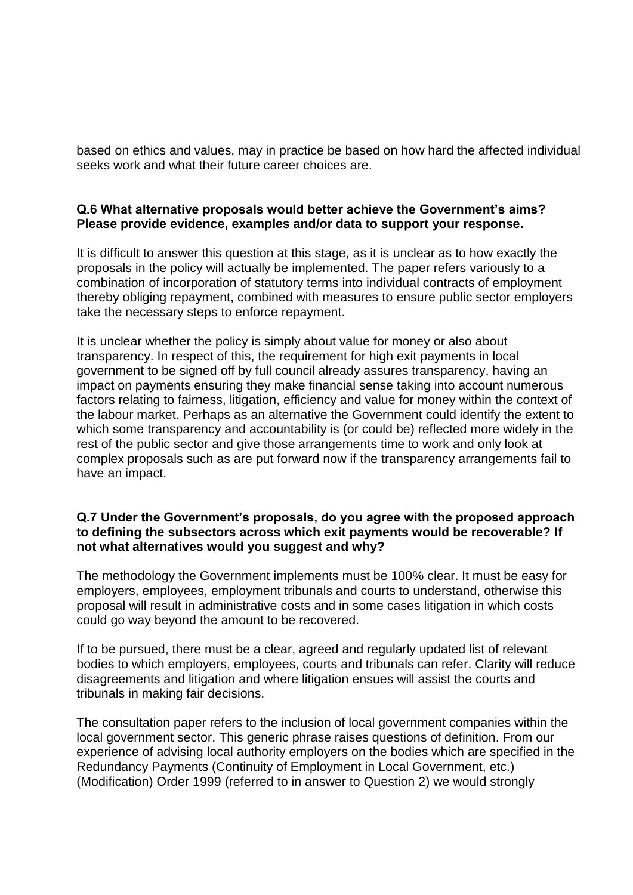based on ethics and values, may in practice be based on how hard the affected individual seeks work and what their future career choices are.

**Q.6 What alternative proposals would better achieve the Government's aims? Please provide evidence, examples and/or data to support your response.**

It is difficult to answer this question at this stage, as it is unclear as to how exactly the proposals in the policy will actually be implemented. The paper refers variously to a combination of incorporation of statutory terms into individual contracts of employment thereby obliging repayment, combined with measures to ensure public sector employers take the necessary steps to enforce repayment.

It is unclear whether the policy is simply about value for money or also about transparency. In respect of this, the requirement for high exit payments in local government to be signed off by full council already assures transparency, having an impact on payments ensuring they make financial sense taking into account numerous factors relating to fairness, litigation, efficiency and value for money within the context of the labour market. Perhaps as an alternative the Government could identify the extent to which some transparency and accountability is (or could be) reflected more widely in the rest of the public sector and give those arrangements time to work and only look at complex proposals such as are put forward now if the transparency arrangements fail to have an impact.

**Q.7 Under the Government's proposals, do you agree with the proposed approach to defining the subsectors across which exit payments would be recoverable? If not what alternatives would you suggest and why?**

The methodology the Government implements must be 100% clear. It must be easy for employers, employees, employment tribunals and courts to understand, otherwise this proposal will result in administrative costs and in some cases litigation in which costs could go way beyond the amount to be recovered.

If to be pursued, there must be a clear, agreed and regularly updated list of relevant bodies to which employers, employees, courts and tribunals can refer. Clarity will reduce disagreements and litigation and where litigation ensues will assist the courts and tribunals in making fair decisions.

The consultation paper refers to the inclusion of local government companies within the local government sector. This generic phrase raises questions of definition. From our experience of advising local authority employers on the bodies which are specified in the Redundancy Payments (Continuity of Employment in Local Government, etc.) (Modification) Order 1999 (referred to in answer to Question 2) we would strongly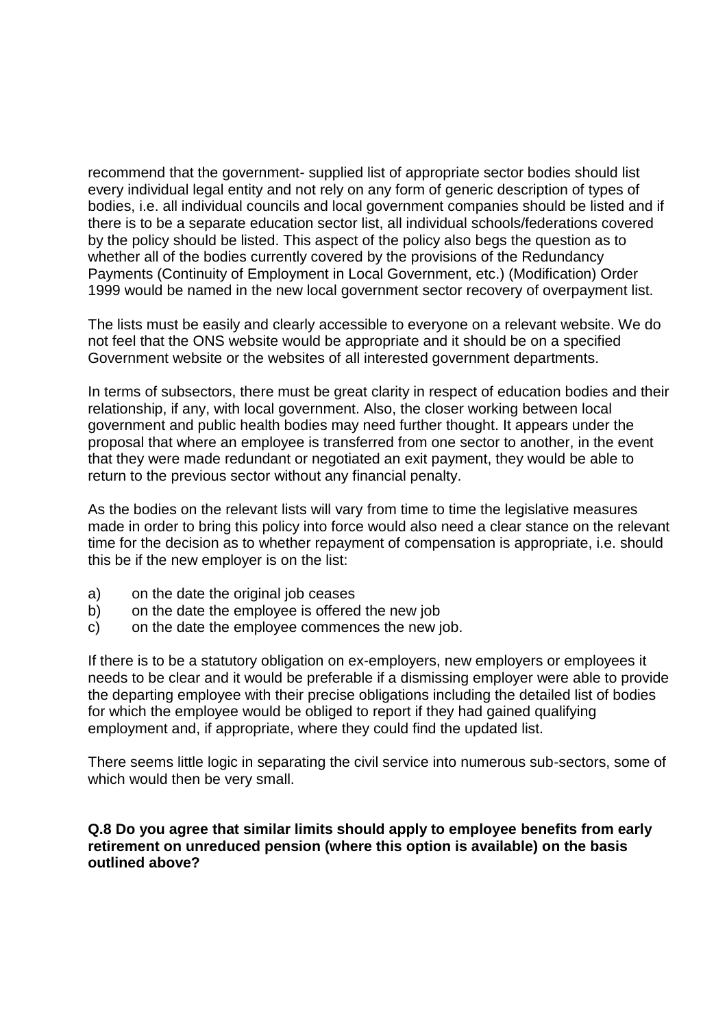recommend that the government- supplied list of appropriate sector bodies should list every individual legal entity and not rely on any form of generic description of types of bodies, i.e. all individual councils and local government companies should be listed and if there is to be a separate education sector list, all individual schools/federations covered by the policy should be listed. This aspect of the policy also begs the question as to whether all of the bodies currently covered by the provisions of the Redundancy Payments (Continuity of Employment in Local Government, etc.) (Modification) Order 1999 would be named in the new local government sector recovery of overpayment list.

The lists must be easily and clearly accessible to everyone on a relevant website. We do not feel that the ONS website would be appropriate and it should be on a specified Government website or the websites of all interested government departments.

In terms of subsectors, there must be great clarity in respect of education bodies and their relationship, if any, with local government. Also, the closer working between local government and public health bodies may need further thought. It appears under the proposal that where an employee is transferred from one sector to another, in the event that they were made redundant or negotiated an exit payment, they would be able to return to the previous sector without any financial penalty.

As the bodies on the relevant lists will vary from time to time the legislative measures made in order to bring this policy into force would also need a clear stance on the relevant time for the decision as to whether repayment of compensation is appropriate, i.e. should this be if the new employer is on the list:

a) on the date the original job ceases
b) on the date the employee is offered the new job
c) on the date the employee commences the new job.

If there is to be a statutory obligation on ex-employers, new employers or employees it needs to be clear and it would be preferable if a dismissing employer were able to provide the departing employee with their precise obligations including the detailed list of bodies for which the employee would be obliged to report if they had gained qualifying employment and, if appropriate, where they could find the updated list.

There seems little logic in separating the civil service into numerous sub-sectors, some of which would then be very small.

**Q.8 Do you agree that similar limits should apply to employee benefits from early retirement on unreduced pension (where this option is available) on the basis outlined above?**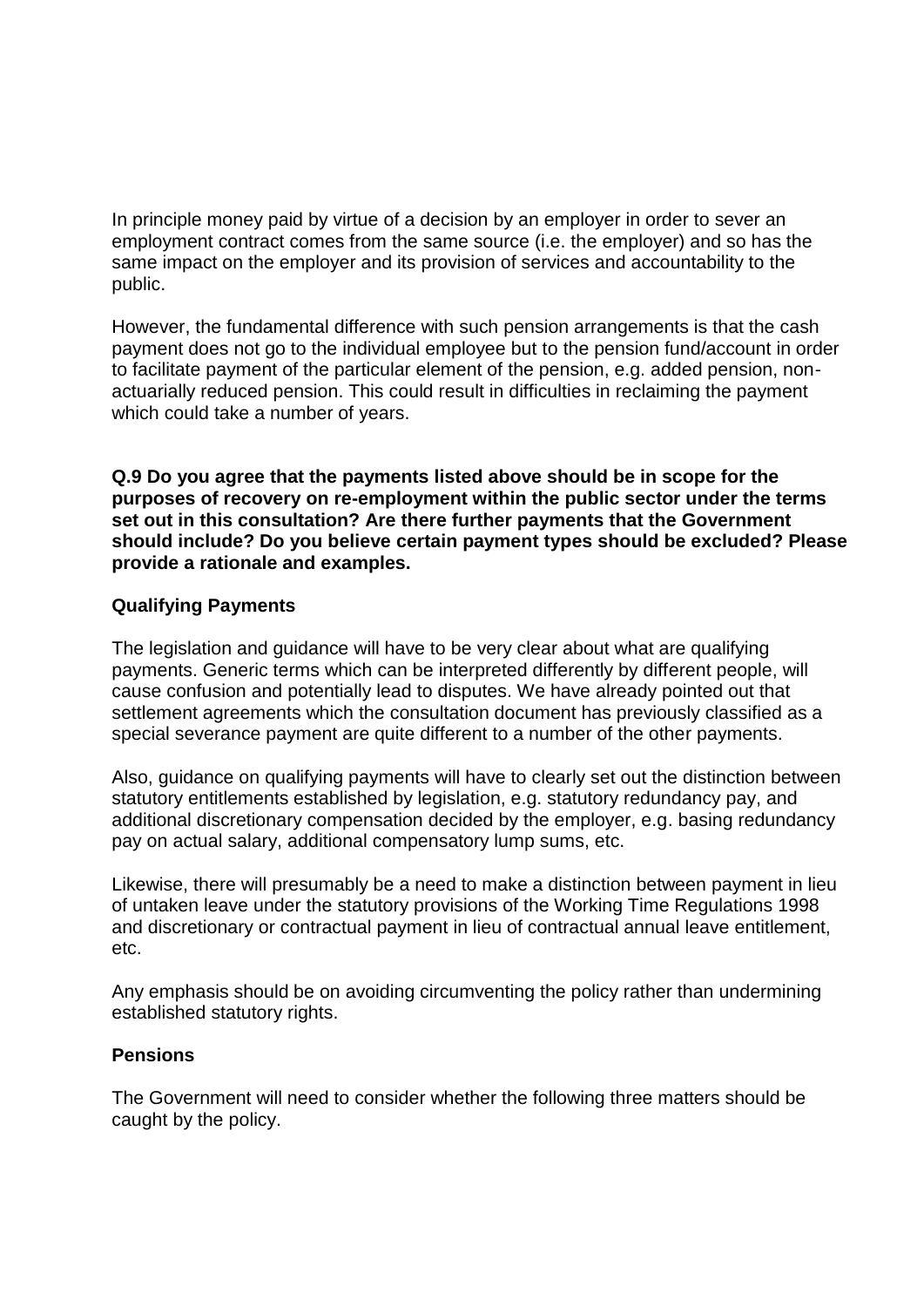In principle money paid by virtue of a decision by an employer in order to sever an employment contract comes from the same source (i.e. the employer) and so has the same impact on the employer and its provision of services and accountability to the public.

However, the fundamental difference with such pension arrangements is that the cash payment does not go to the individual employee but to the pension fund/account in order to facilitate payment of the particular element of the pension, e.g. added pension, non-actuarially reduced pension. This could result in difficulties in reclaiming the payment which could take a number of years.

**Q.9 Do you agree that the payments listed above should be in scope for the purposes of recovery on re-employment within the public sector under the terms set out in this consultation? Are there further payments that the Government should include? Do you believe certain payment types should be excluded? Please provide a rationale and examples.**

**Qualifying Payments**

The legislation and guidance will have to be very clear about what are qualifying payments. Generic terms which can be interpreted differently by different people, will cause confusion and potentially lead to disputes. We have already pointed out that settlement agreements which the consultation document has previously classified as a special severance payment are quite different to a number of the other payments.

Also, guidance on qualifying payments will have to clearly set out the distinction between statutory entitlements established by legislation, e.g. statutory redundancy pay, and additional discretionary compensation decided by the employer, e.g. basing redundancy pay on actual salary, additional compensatory lump sums, etc.

Likewise, there will presumably be a need to make a distinction between payment in lieu of untaken leave under the statutory provisions of the Working Time Regulations 1998 and discretionary or contractual payment in lieu of contractual annual leave entitlement, etc.

Any emphasis should be on avoiding circumventing the policy rather than undermining established statutory rights.

**Pensions**

The Government will need to consider whether the following three matters should be caught by the policy.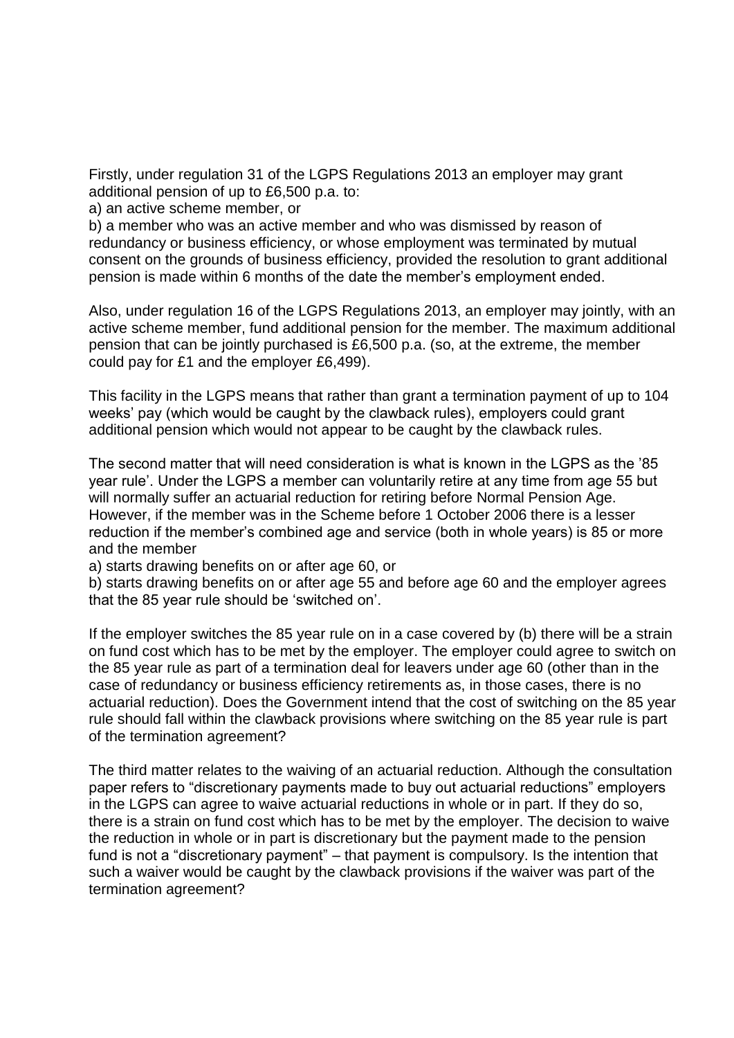Firstly, under regulation 31 of the LGPS Regulations 2013 an employer may grant additional pension of up to £6,500 p.a. to:

a) an active scheme member, or

b) a member who was an active member and who was dismissed by reason of redundancy or business efficiency, or whose employment was terminated by mutual consent on the grounds of business efficiency, provided the resolution to grant additional pension is made within 6 months of the date the member's employment ended.

Also, under regulation 16 of the LGPS Regulations 2013, an employer may jointly, with an active scheme member, fund additional pension for the member. The maximum additional pension that can be jointly purchased is £6,500 p.a. (so, at the extreme, the member could pay for £1 and the employer £6,499).

This facility in the LGPS means that rather than grant a termination payment of up to 104 weeks' pay (which would be caught by the clawback rules), employers could grant additional pension which would not appear to be caught by the clawback rules.

The second matter that will need consideration is what is known in the LGPS as the '85 year rule'. Under the LGPS a member can voluntarily retire at any time from age 55 but will normally suffer an actuarial reduction for retiring before Normal Pension Age. However, if the member was in the Scheme before 1 October 2006 there is a lesser reduction if the member's combined age and service (both in whole years) is 85 or more and the member

a) starts drawing benefits on or after age 60, or

b) starts drawing benefits on or after age 55 and before age 60 and the employer agrees that the 85 year rule should be 'switched on'.

If the employer switches the 85 year rule on in a case covered by (b) there will be a strain on fund cost which has to be met by the employer. The employer could agree to switch on the 85 year rule as part of a termination deal for leavers under age 60 (other than in the case of redundancy or business efficiency retirements as, in those cases, there is no actuarial reduction). Does the Government intend that the cost of switching on the 85 year rule should fall within the clawback provisions where switching on the 85 year rule is part of the termination agreement?

The third matter relates to the waiving of an actuarial reduction. Although the consultation paper refers to "discretionary payments made to buy out actuarial reductions" employers in the LGPS can agree to waive actuarial reductions in whole or in part. If they do so, there is a strain on fund cost which has to be met by the employer. The decision to waive the reduction in whole or in part is discretionary but the payment made to the pension fund is not a "discretionary payment" – that payment is compulsory. Is the intention that such a waiver would be caught by the clawback provisions if the waiver was part of the termination agreement?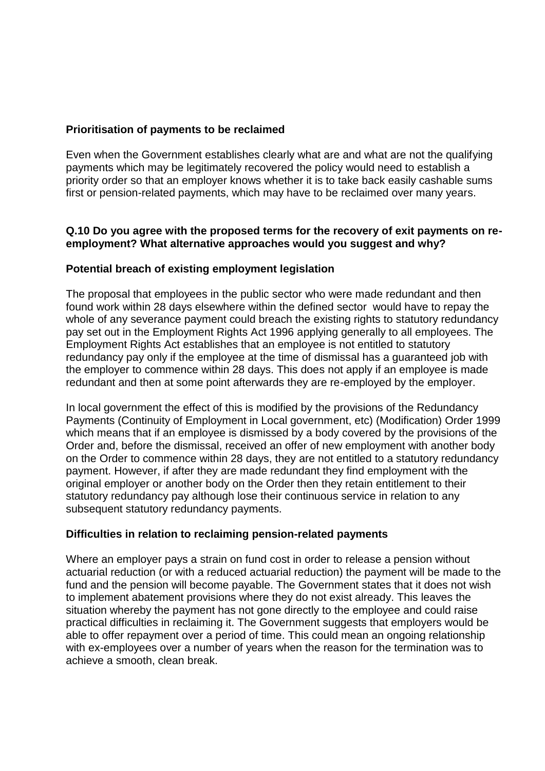**Prioritisation of payments to be reclaimed**

Even when the Government establishes clearly what are and what are not the qualifying payments which may be legitimately recovered the policy would need to establish a priority order so that an employer knows whether it is to take back easily cashable sums first or pension-related payments, which may have to be reclaimed over many years.

**Q.10 Do you agree with the proposed terms for the recovery of exit payments on re-employment? What alternative approaches would you suggest and why?**

**Potential breach of existing employment legislation**

The proposal that employees in the public sector who were made redundant and then found work within 28 days elsewhere within the defined sector would have to repay the whole of any severance payment could breach the existing rights to statutory redundancy pay set out in the Employment Rights Act 1996 applying generally to all employees. The Employment Rights Act establishes that an employee is not entitled to statutory redundancy pay only if the employee at the time of dismissal has a guaranteed job with the employer to commence within 28 days. This does not apply if an employee is made redundant and then at some point afterwards they are re-employed by the employer.

In local government the effect of this is modified by the provisions of the Redundancy Payments (Continuity of Employment in Local government, etc) (Modification) Order 1999 which means that if an employee is dismissed by a body covered by the provisions of the Order and, before the dismissal, received an offer of new employment with another body on the Order to commence within 28 days, they are not entitled to a statutory redundancy payment. However, if after they are made redundant they find employment with the original employer or another body on the Order then they retain entitlement to their statutory redundancy pay although lose their continuous service in relation to any subsequent statutory redundancy payments.

**Difficulties in relation to reclaiming pension-related payments**

Where an employer pays a strain on fund cost in order to release a pension without actuarial reduction (or with a reduced actuarial reduction) the payment will be made to the fund and the pension will become payable. The Government states that it does not wish to implement abatement provisions where they do not exist already. This leaves the situation whereby the payment has not gone directly to the employee and could raise practical difficulties in reclaiming it. The Government suggests that employers would be able to offer repayment over a period of time. This could mean an ongoing relationship with ex-employees over a number of years when the reason for the termination was to achieve a smooth, clean break.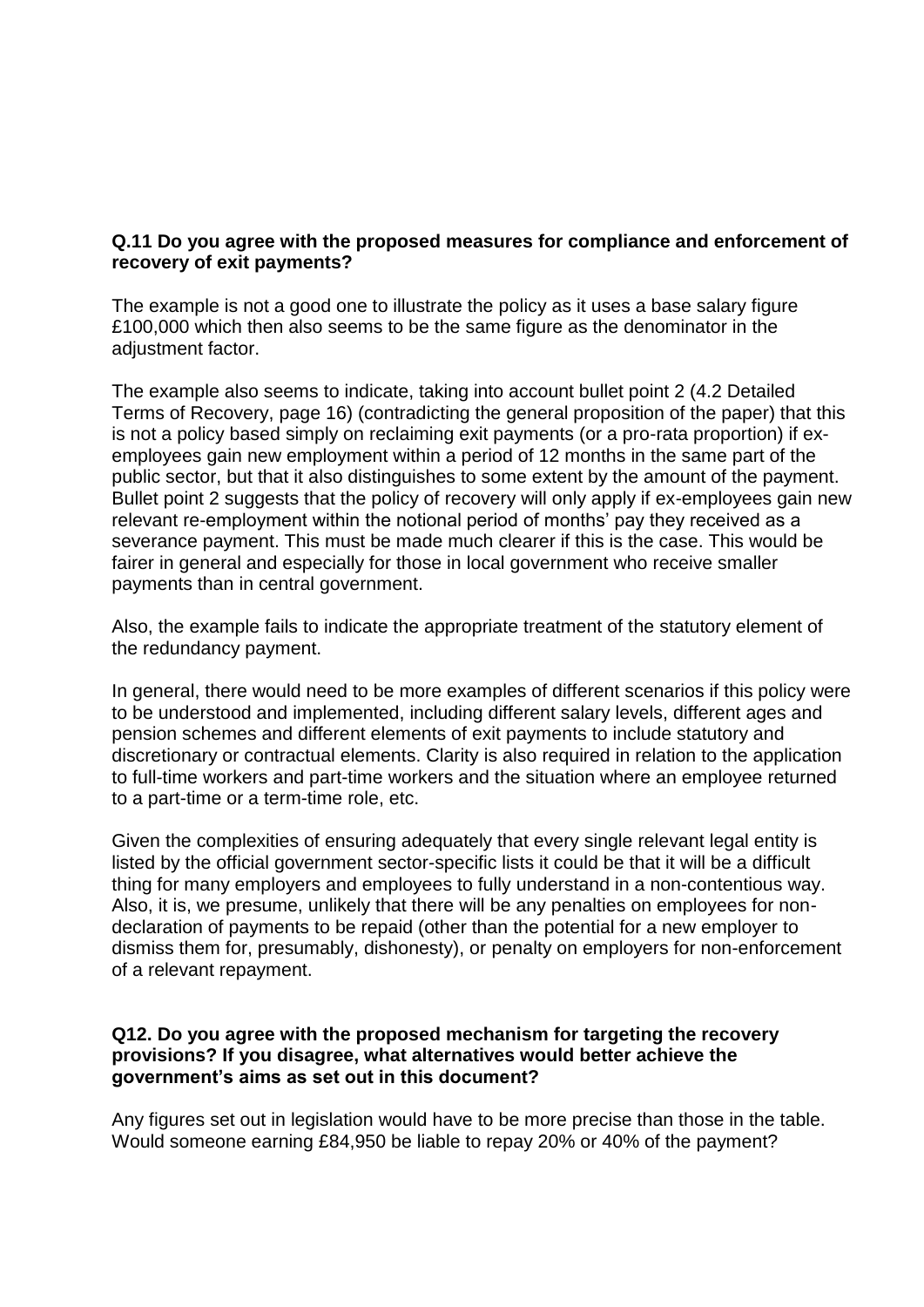**Q.11 Do you agree with the proposed measures for compliance and enforcement of recovery of exit payments?**

The example is not a good one to illustrate the policy as it uses a base salary figure £100,000 which then also seems to be the same figure as the denominator in the adjustment factor.

The example also seems to indicate, taking into account bullet point 2 (4.2 Detailed Terms of Recovery, page 16) (contradicting the general proposition of the paper) that this is not a policy based simply on reclaiming exit payments (or a pro-rata proportion) if ex-employees gain new employment within a period of 12 months in the same part of the public sector, but that it also distinguishes to some extent by the amount of the payment. Bullet point 2 suggests that the policy of recovery will only apply if ex-employees gain new relevant re-employment within the notional period of months' pay they received as a severance payment. This must be made much clearer if this is the case. This would be fairer in general and especially for those in local government who receive smaller payments than in central government.

Also, the example fails to indicate the appropriate treatment of the statutory element of the redundancy payment.

In general, there would need to be more examples of different scenarios if this policy were to be understood and implemented, including different salary levels, different ages and pension schemes and different elements of exit payments to include statutory and discretionary or contractual elements. Clarity is also required in relation to the application to full-time workers and part-time workers and the situation where an employee returned to a part-time or a term-time role, etc.

Given the complexities of ensuring adequately that every single relevant legal entity is listed by the official government sector-specific lists it could be that it will be a difficult thing for many employers and employees to fully understand in a non-contentious way. Also, it is, we presume, unlikely that there will be any penalties on employees for non-declaration of payments to be repaid (other than the potential for a new employer to dismiss them for, presumably, dishonesty), or penalty on employers for non-enforcement of a relevant repayment.

**Q12. Do you agree with the proposed mechanism for targeting the recovery provisions? If you disagree, what alternatives would better achieve the government's aims as set out in this document?**

Any figures set out in legislation would have to be more precise than those in the table. Would someone earning £84,950 be liable to repay 20% or 40% of the payment?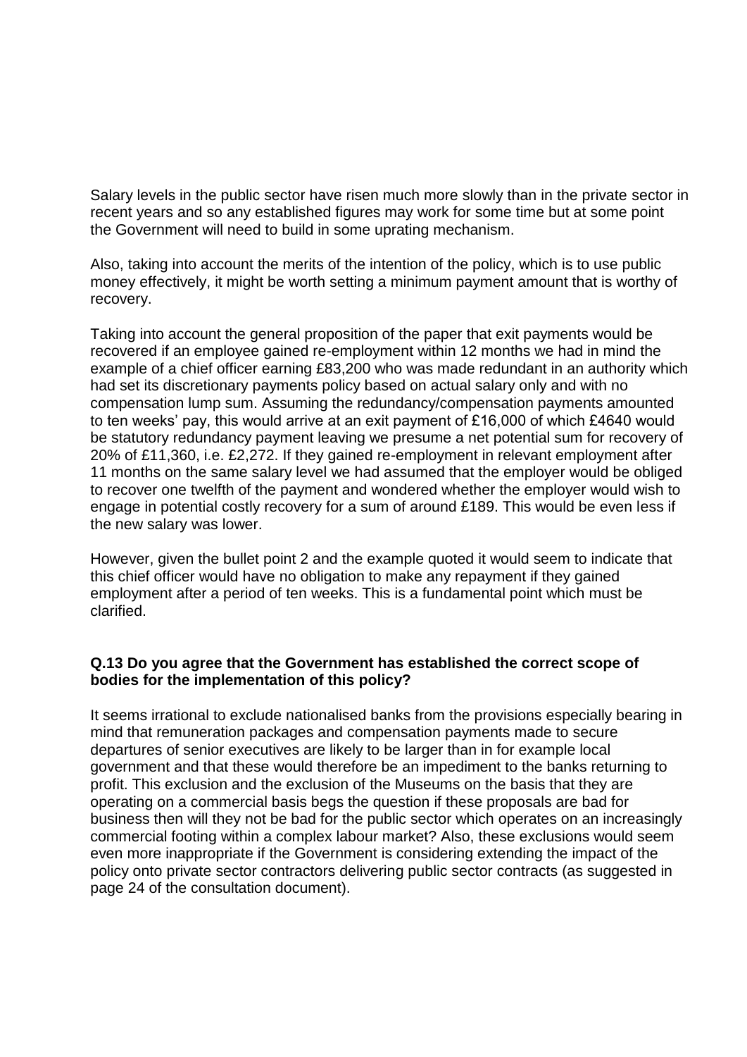Salary levels in the public sector have risen much more slowly than in the private sector in recent years and so any established figures may work for some time but at some point the Government will need to build in some uprating mechanism.

Also, taking into account the merits of the intention of the policy, which is to use public money effectively, it might be worth setting a minimum payment amount that is worthy of recovery.

Taking into account the general proposition of the paper that exit payments would be recovered if an employee gained re-employment within 12 months we had in mind the example of a chief officer earning £83,200 who was made redundant in an authority which had set its discretionary payments policy based on actual salary only and with no compensation lump sum. Assuming the redundancy/compensation payments amounted to ten weeks' pay, this would arrive at an exit payment of £16,000 of which £4640 would be statutory redundancy payment leaving we presume a net potential sum for recovery of 20% of £11,360, i.e. £2,272. If they gained re-employment in relevant employment after 11 months on the same salary level we had assumed that the employer would be obliged to recover one twelfth of the payment and wondered whether the employer would wish to engage in potential costly recovery for a sum of around £189. This would be even less if the new salary was lower.

However, given the bullet point 2 and the example quoted it would seem to indicate that this chief officer would have no obligation to make any repayment if they gained employment after a period of ten weeks. This is a fundamental point which must be clarified.

**Q.13 Do you agree that the Government has established the correct scope of bodies for the implementation of this policy?**

It seems irrational to exclude nationalised banks from the provisions especially bearing in mind that remuneration packages and compensation payments made to secure departures of senior executives are likely to be larger than in for example local government and that these would therefore be an impediment to the banks returning to profit. This exclusion and the exclusion of the Museums on the basis that they are operating on a commercial basis begs the question if these proposals are bad for business then will they not be bad for the public sector which operates on an increasingly commercial footing within a complex labour market? Also, these exclusions would seem even more inappropriate if the Government is considering extending the impact of the policy onto private sector contractors delivering public sector contracts (as suggested in page 24 of the consultation document).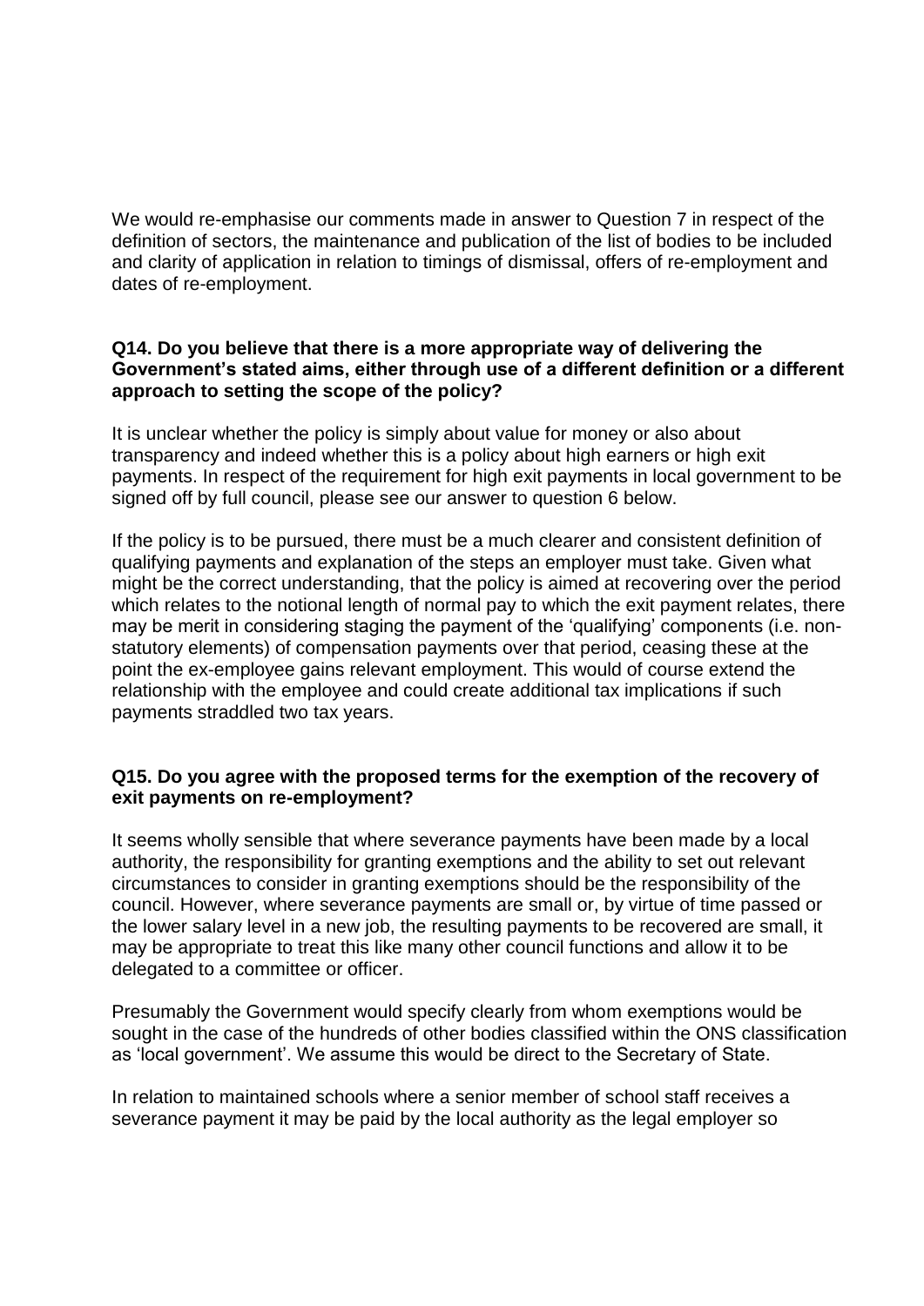We would re-emphasise our comments made in answer to Question 7 in respect of the definition of sectors, the maintenance and publication of the list of bodies to be included and clarity of application in relation to timings of dismissal, offers of re-employment and dates of re-employment.

**Q14. Do you believe that there is a more appropriate way of delivering the Government's stated aims, either through use of a different definition or a different approach to setting the scope of the policy?**

It is unclear whether the policy is simply about value for money or also about transparency and indeed whether this is a policy about high earners or high exit payments. In respect of the requirement for high exit payments in local government to be signed off by full council, please see our answer to question 6 below.

If the policy is to be pursued, there must be a much clearer and consistent definition of qualifying payments and explanation of the steps an employer must take. Given what might be the correct understanding, that the policy is aimed at recovering over the period which relates to the notional length of normal pay to which the exit payment relates, there may be merit in considering staging the payment of the 'qualifying' components (i.e. non-statutory elements) of compensation payments over that period, ceasing these at the point the ex-employee gains relevant employment. This would of course extend the relationship with the employee and could create additional tax implications if such payments straddled two tax years.

**Q15. Do you agree with the proposed terms for the exemption of the recovery of exit payments on re-employment?**

It seems wholly sensible that where severance payments have been made by a local authority, the responsibility for granting exemptions and the ability to set out relevant circumstances to consider in granting exemptions should be the responsibility of the council. However, where severance payments are small or, by virtue of time passed or the lower salary level in a new job, the resulting payments to be recovered are small, it may be appropriate to treat this like many other council functions and allow it to be delegated to a committee or officer.

Presumably the Government would specify clearly from whom exemptions would be sought in the case of the hundreds of other bodies classified within the ONS classification as 'local government'. We assume this would be direct to the Secretary of State.

In relation to maintained schools where a senior member of school staff receives a severance payment it may be paid by the local authority as the legal employer so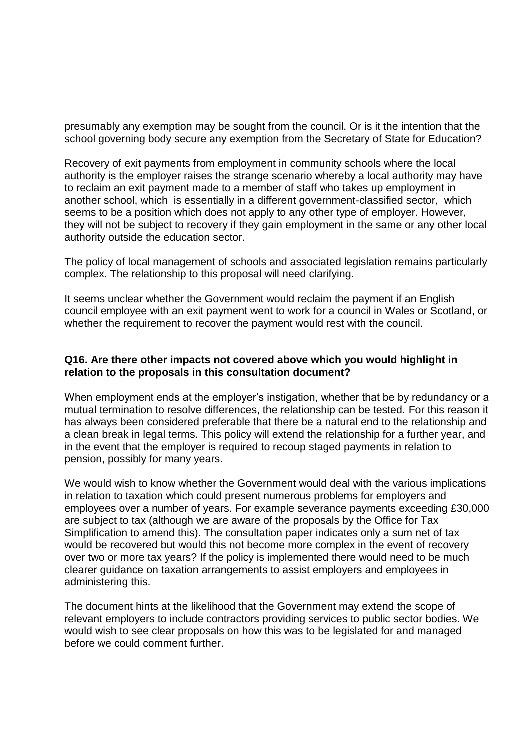presumably any exemption may be sought from the council. Or is it the intention that the school governing body secure any exemption from the Secretary of State for Education?

Recovery of exit payments from employment in community schools where the local authority is the employer raises the strange scenario whereby a local authority may have to reclaim an exit payment made to a member of staff who takes up employment in another school, which is essentially in a different government-classified sector, which seems to be a position which does not apply to any other type of employer. However, they will not be subject to recovery if they gain employment in the same or any other local authority outside the education sector.

The policy of local management of schools and associated legislation remains particularly complex. The relationship to this proposal will need clarifying.

It seems unclear whether the Government would reclaim the payment if an English council employee with an exit payment went to work for a council in Wales or Scotland, or whether the requirement to recover the payment would rest with the council.

**Q16. Are there other impacts not covered above which you would highlight in relation to the proposals in this consultation document?**

When employment ends at the employer's instigation, whether that be by redundancy or a mutual termination to resolve differences, the relationship can be tested. For this reason it has always been considered preferable that there be a natural end to the relationship and a clean break in legal terms. This policy will extend the relationship for a further year, and in the event that the employer is required to recoup staged payments in relation to pension, possibly for many years.

We would wish to know whether the Government would deal with the various implications in relation to taxation which could present numerous problems for employers and employees over a number of years. For example severance payments exceeding £30,000 are subject to tax (although we are aware of the proposals by the Office for Tax Simplification to amend this). The consultation paper indicates only a sum net of tax would be recovered but would this not become more complex in the event of recovery over two or more tax years? If the policy is implemented there would need to be much clearer guidance on taxation arrangements to assist employers and employees in administering this.

The document hints at the likelihood that the Government may extend the scope of relevant employers to include contractors providing services to public sector bodies. We would wish to see clear proposals on how this was to be legislated for and managed before we could comment further.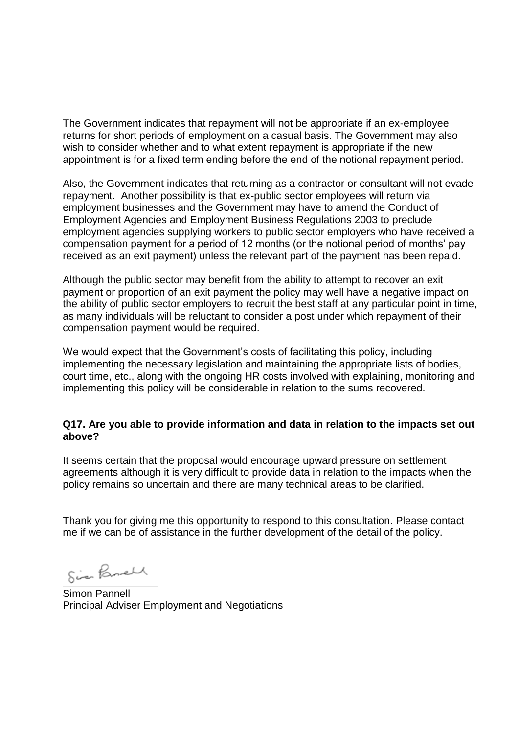The Government indicates that repayment will not be appropriate if an ex-employee returns for short periods of employment on a casual basis. The Government may also wish to consider whether and to what extent repayment is appropriate if the new appointment is for a fixed term ending before the end of the notional repayment period.

Also, the Government indicates that returning as a contractor or consultant will not evade repayment. Another possibility is that ex-public sector employees will return via employment businesses and the Government may have to amend the Conduct of Employment Agencies and Employment Business Regulations 2003 to preclude employment agencies supplying workers to public sector employers who have received a compensation payment for a period of 12 months (or the notional period of months' pay received as an exit payment) unless the relevant part of the payment has been repaid.

Although the public sector may benefit from the ability to attempt to recover an exit payment or proportion of an exit payment the policy may well have a negative impact on the ability of public sector employers to recruit the best staff at any particular point in time, as many individuals will be reluctant to consider a post under which repayment of their compensation payment would be required.

We would expect that the Government's costs of facilitating this policy, including implementing the necessary legislation and maintaining the appropriate lists of bodies, court time, etc., along with the ongoing HR costs involved with explaining, monitoring and implementing this policy will be considerable in relation to the sums recovered.

**Q17. Are you able to provide information and data in relation to the impacts set out above?**

It seems certain that the proposal would encourage upward pressure on settlement agreements although it is very difficult to provide data in relation to the impacts when the policy remains so uncertain and there are many technical areas to be clarified.

Thank you for giving me this opportunity to respond to this consultation. Please contact me if we can be of assistance in the further development of the detail of the policy.

Simon Pannell
Principal Adviser Employment and Negotiations